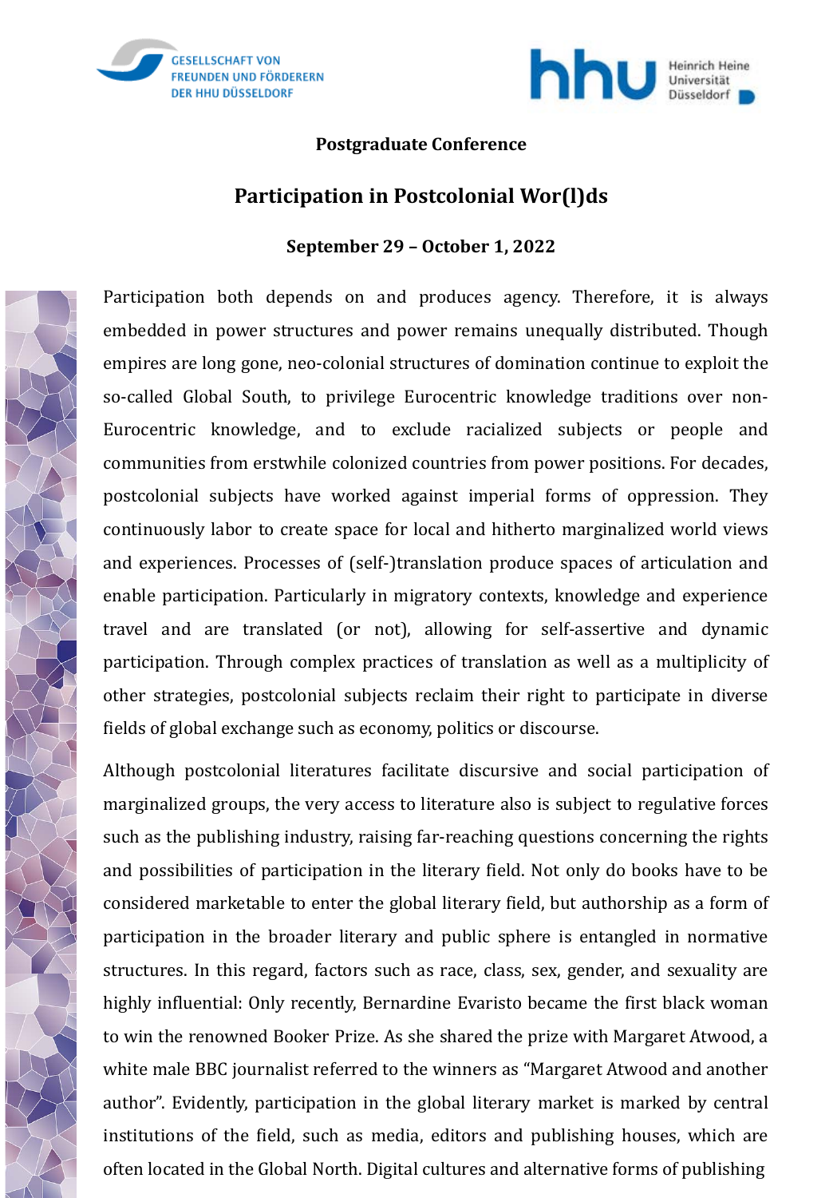**Postgraduate Conference**

# Participation in Postcolonial Wor(l)ds

**September 29 – October 1, 2022**

Participation both depends on and produces agency. Therefore, it is always embedded in power structures and power remains unequally distributed. Though empires are long gone, neo-colonial structures of domination continue to exploit the so-called Global South, to privilege Eurocentric knowledge traditions over non-Eurocentric knowledge, and to exclude racialized subjects or people and communities from erstwhile colonized countries from power positions. For decades, postcolonial subjects have worked against imperial forms of oppression. They continuously labor to create space for local and hitherto marginalized world views and experiences. Processes of (self-)translation produce spaces of articulation and enable participation. Particularly in migratory contexts, knowledge and experience travel and are translated (or not), allowing for self-assertive and dynamic participation. Through complex practices of translation as well as a multiplicity of other strategies, postcolonial subjects reclaim their right to participate in diverse fields of global exchange such as economy, politics or discourse.

Although postcolonial literatures facilitate discursive and social participation of marginalized groups, the very access to literature also is subject to regulative forces such as the publishing industry, raising far-reaching questions concerning the rights and possibilities of participation in the literary field. Not only do books have to be considered marketable to enter the global literary field, but authorship as a form of participation in the broader literary and public sphere is entangled in normative structures. In this regard, factors such as race, class, sex, gender, and sexuality are highly influential: Only recently, Bernardine Evaristo became the first black woman to win the renowned Booker Prize. As she shared the prize with Margaret Atwood, a white male BBC journalist referred to the winners as "Margaret Atwood and another author". Evidently, participation in the global literary market is marked by central institutions of the field, such as media, editors and publishing houses, which are often located in the Global North. Digital cultures and alternative forms of publishing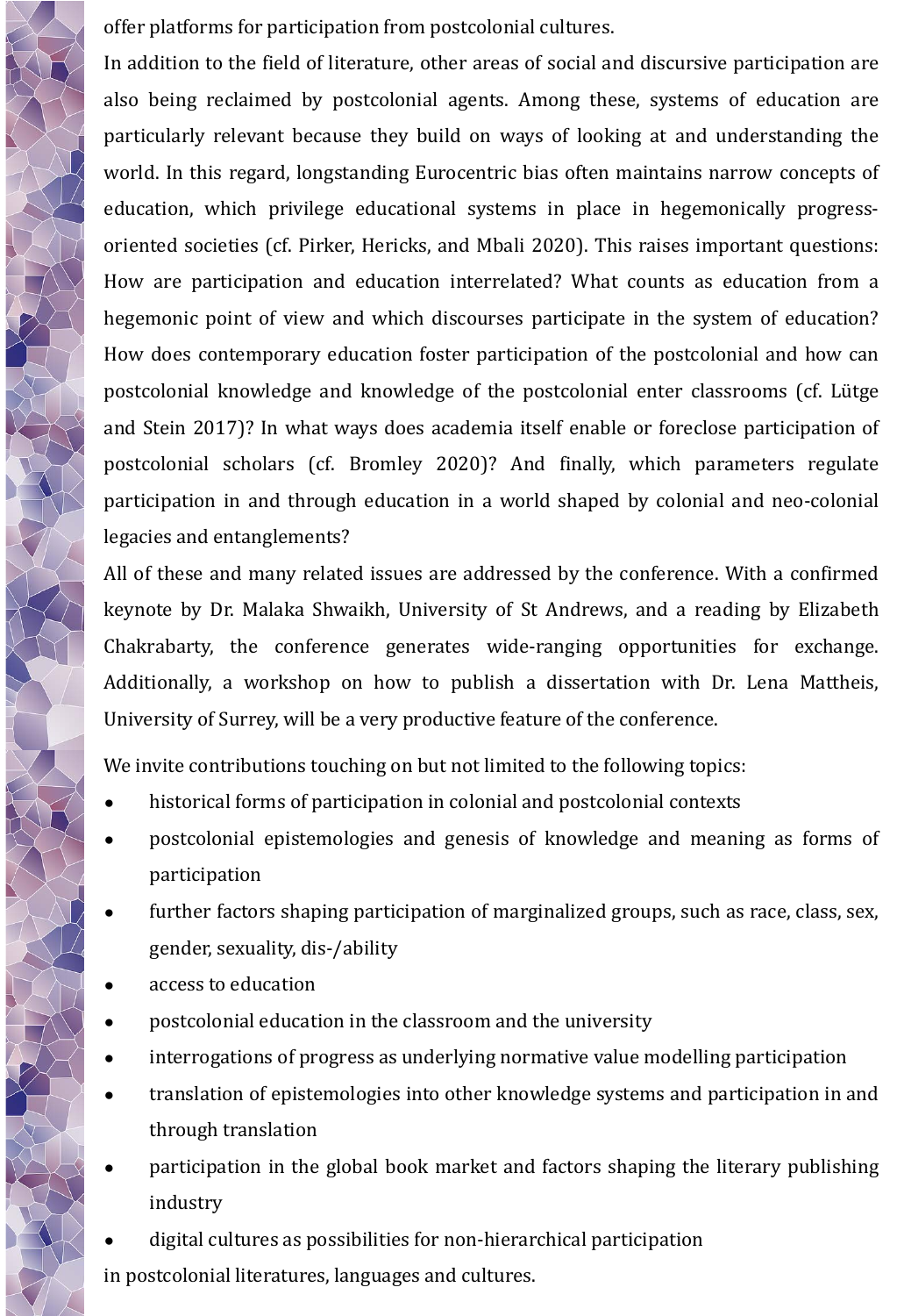offer platforms for participation from postcolonial cultures.

In addition to the field of literature, other areas of social and discursive participation are also being reclaimed by postcolonial agents. Among these, systems of education are particularly relevant because they build on ways of looking at and understanding the world. In this regard, longstanding Eurocentric bias often maintains narrow concepts of education, which privilege educational systems in place in hegemonically progress-oriented societies (cf. Pirker, Hericks, and Mbali 2020). This raises important questions: How are participation and education interrelated? What counts as education from a hegemonic point of view and which discourses participate in the system of education? How does contemporary education foster participation of the postcolonial and how can postcolonial knowledge and knowledge of the postcolonial enter classrooms (cf. Lütge and Stein 2017)? In what ways does academia itself enable or foreclose participation of postcolonial scholars (cf. Bromley 2020)? And finally, which parameters regulate participation in and through education in a world shaped by colonial and neo-colonial legacies and entanglements?

All of these and many related issues are addressed by the conference. With a confirmed keynote by Dr. Malaka Shwaikh, University of St Andrews, and a reading by Elizabeth Chakrabarty, the conference generates wide-ranging opportunities for exchange. Additionally, a workshop on how to publish a dissertation with Dr. Lena Mattheis, University of Surrey, will be a very productive feature of the conference.

We invite contributions touching on but not limited to the following topics:

- historical forms of participation in colonial and postcolonial contexts
- postcolonial epistemologies and genesis of knowledge and meaning as forms of participation
- further factors shaping participation of marginalized groups, such as race, class, sex, gender, sexuality, dis-/ability
- access to education
- postcolonial education in the classroom and the university
- interrogations of progress as underlying normative value modelling participation
- translation of epistemologies into other knowledge systems and participation in and through translation
- participation in the global book market and factors shaping the literary publishing industry
- digital cultures as possibilities for non-hierarchical participation

in postcolonial literatures, languages and cultures.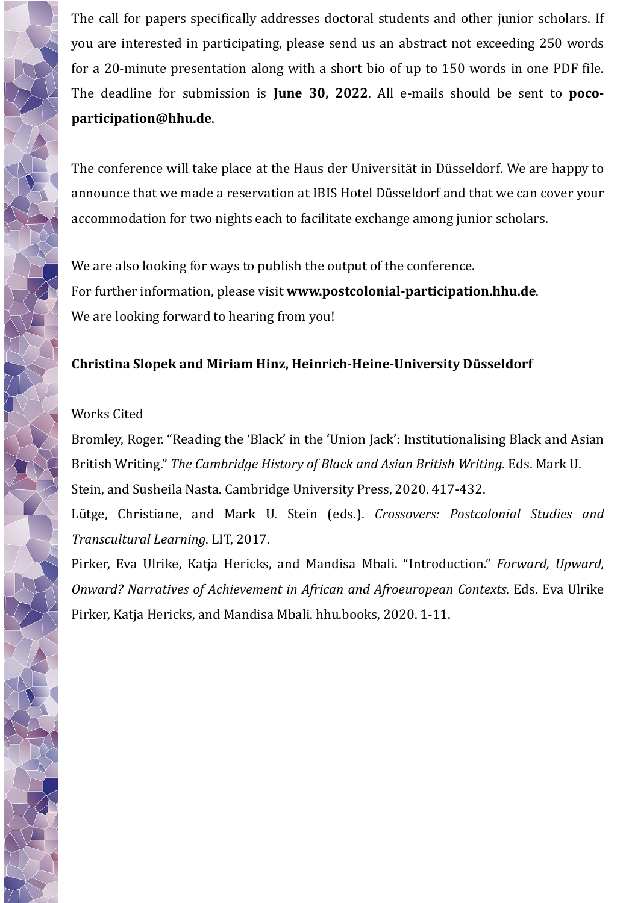The call for papers specifically addresses doctoral students and other junior scholars. If you are interested in participating, please send us an abstract not exceeding 250 words for a 20-minute presentation along with a short bio of up to 150 words in one PDF file. The deadline for submission is **June 30, 2022**. All e-mails should be sent to **poco-participation@hhu.de**.

The conference will take place at the Haus der Universität in Düsseldorf. We are happy to announce that we made a reservation at IBIS Hotel Düsseldorf and that we can cover your accommodation for two nights each to facilitate exchange among junior scholars.

We are also looking for ways to publish the output of the conference.
For further information, please visit **www.postcolonial-participation.hhu.de**.
We are looking forward to hearing from you!

**Christina Slopek and Miriam Hinz, Heinrich-Heine-University Düsseldorf**

Works Cited

Bromley, Roger. "Reading the 'Black' in the 'Union Jack': Institutionalising Black and Asian British Writing." *The Cambridge History of Black and Asian British Writing*. Eds. Mark U. Stein, and Susheila Nasta. Cambridge University Press, 2020. 417-432.

Lütge, Christiane, and Mark U. Stein (eds.). *Crossovers: Postcolonial Studies and Transcultural Learning*. LIT, 2017.

Pirker, Eva Ulrike, Katja Hericks, and Mandisa Mbali. "Introduction." *Forward, Upward, Onward? Narratives of Achievement in African and Afroeuropean Contexts*. Eds. Eva Ulrike Pirker, Katja Hericks, and Mandisa Mbali. hhu.books, 2020. 1-11.